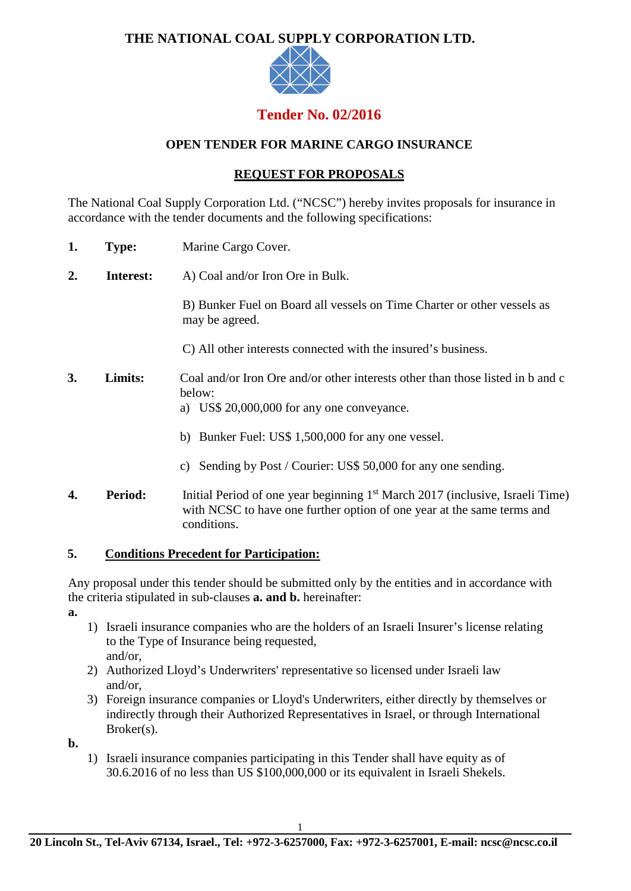# THE NATIONAL COAL SUPPLY CORPORATION LTD.

## Tender No. 02/2016

### OPEN TENDER FOR MARINE CARGO INSURANCE

### REQUEST FOR PROPOSALS

The National Coal Supply Corporation Ltd. ("NCSC") hereby invites proposals for insurance in accordance with the tender documents and the following specifications:

**1. Type:** Marine Cargo Cover.

**2. Interest:** A) Coal and/or Iron Ore in Bulk.

B) Bunker Fuel on Board all vessels on Time Charter or other vessels as may be agreed.

C) All other interests connected with the insured's business.

**3. Limits:** Coal and/or Iron Ore and/or other interests other than those listed in b and c below:

a) US$ 20,000,000 for any one conveyance.

b) Bunker Fuel: US$ 1,500,000 for any one vessel.

c) Sending by Post / Courier: US$ 50,000 for any one sending.

**4. Period:** Initial Period of one year beginning 1st March 2017 (inclusive, Israeli Time) with NCSC to have one further option of one year at the same terms and conditions.

**5. Conditions Precedent for Participation:**

Any proposal under this tender should be submitted only by the entities and in accordance with the criteria stipulated in sub-clauses **a. and b.** hereinafter:

**a.**

1) Israeli insurance companies who are the holders of an Israeli Insurer's license relating to the Type of Insurance being requested, and/or,
2) Authorized Lloyd's Underwriters' representative so licensed under Israeli law and/or,
3) Foreign insurance companies or Lloyd's Underwriters, either directly by themselves or indirectly through their Authorized Representatives in Israel, or through International Broker(s).

**b.**

1) Israeli insurance companies participating in this Tender shall have equity as of 30.6.2016 of no less than US $100,000,000 or its equivalent in Israeli Shekels.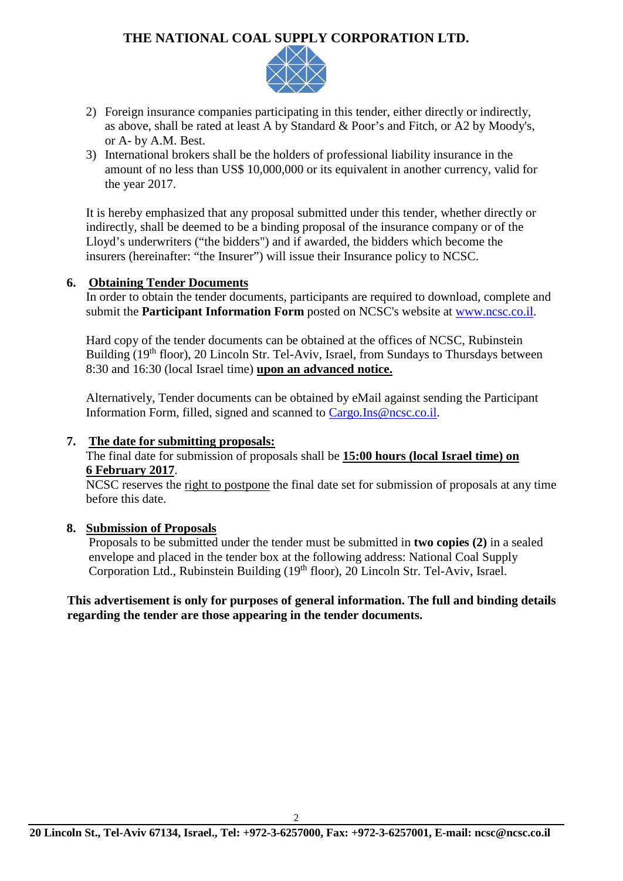2) Foreign insurance companies participating in this tender, either directly or indirectly, as above, shall be rated at least A by Standard & Poor's and Fitch, or A2 by Moody's, or A- by A.M. Best.
3) International brokers shall be the holders of professional liability insurance in the amount of no less than US$ 10,000,000 or its equivalent in another currency, valid for the year 2017.

It is hereby emphasized that any proposal submitted under this tender, whether directly or indirectly, shall be deemed to be a binding proposal of the insurance company or of the Lloyd's underwriters ("the bidders") and if awarded, the bidders which become the insurers (hereinafter: "the Insurer") will issue their Insurance policy to NCSC.

**6. Obtaining Tender Documents**

In order to obtain the tender documents, participants are required to download, complete and submit the **Participant Information Form** posted on NCSC's website at www.ncsc.co.il.

Hard copy of the tender documents can be obtained at the offices of NCSC, Rubinstein Building (19th floor), 20 Lincoln Str. Tel-Aviv, Israel, from Sundays to Thursdays between 8:30 and 16:30 (local Israel time) **upon an advanced notice.**

Alternatively, Tender documents can be obtained by eMail against sending the Participant Information Form, filled, signed and scanned to Cargo.Ins@ncsc.co.il.

**7. The date for submitting proposals:**

The final date for submission of proposals shall be **15:00 hours (local Israel time) on 6 February 2017**.

NCSC reserves the right to postpone the final date set for submission of proposals at any time before this date.

**8. Submission of Proposals**

Proposals to be submitted under the tender must be submitted in **two copies (2)** in a sealed envelope and placed in the tender box at the following address: National Coal Supply Corporation Ltd., Rubinstein Building (19th floor), 20 Lincoln Str. Tel-Aviv, Israel.

**This advertisement is only for purposes of general information. The full and binding details regarding the tender are those appearing in the tender documents.**